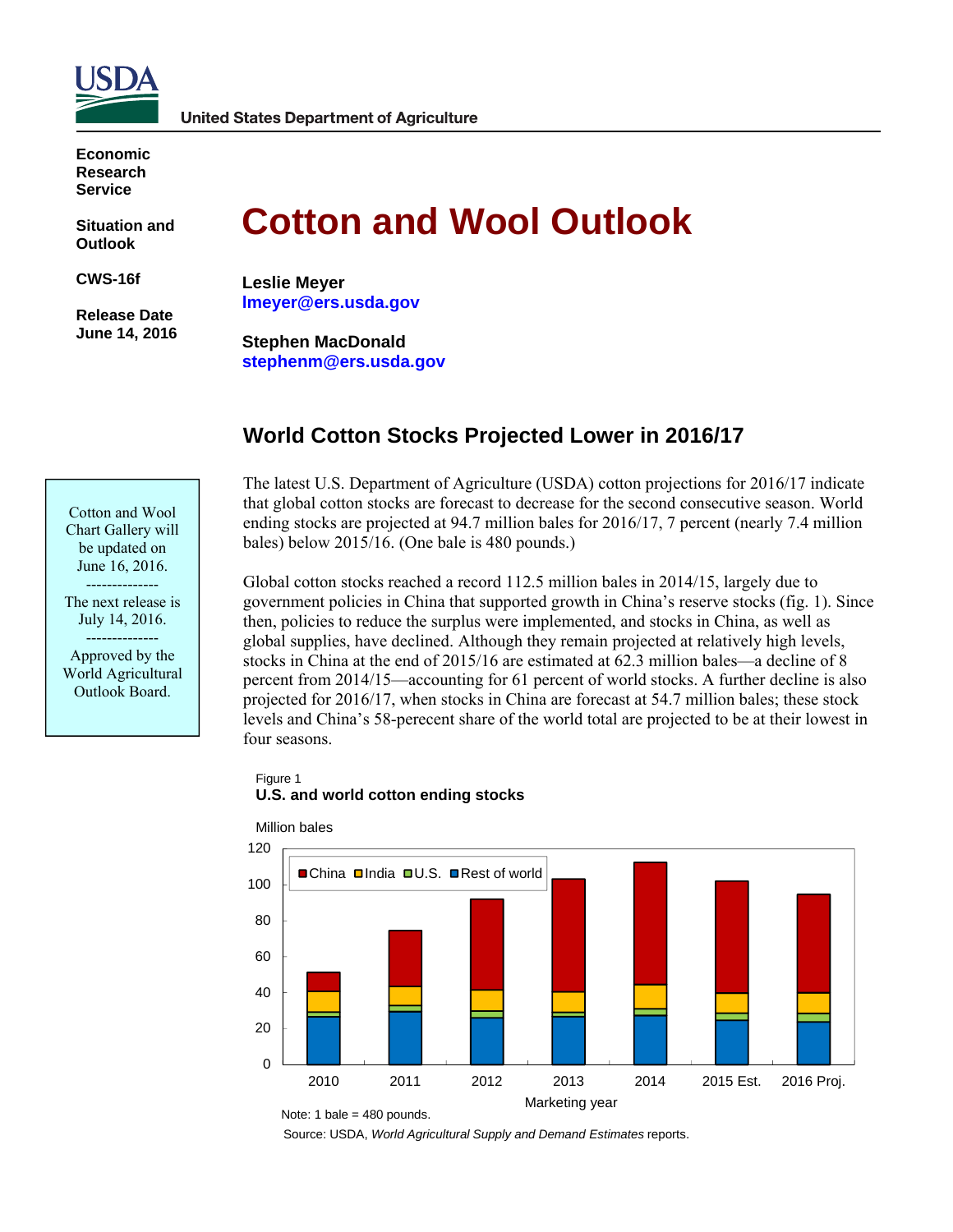USDA

United States Department of Agriculture

**Economic Research Service**

**Situation and Outlook**

**CWS-16f**

**Release Date June 14, 2016**

# Cotton and Wool Outlook

**Leslie Meyer**
lmeyer@ers.usda.gov

**Stephen MacDonald**
stephenm@ers.usda.gov

Cotton and Wool Chart Gallery will be updated on June 16, 2016.

--------------

The next release is July 14, 2016.

--------------

Approved by the World Agricultural Outlook Board.

## World Cotton Stocks Projected Lower in 2016/17

The latest U.S. Department of Agriculture (USDA) cotton projections for 2016/17 indicate that global cotton stocks are forecast to decrease for the second consecutive season. World ending stocks are projected at 94.7 million bales for 2016/17, 7 percent (nearly 7.4 million bales) below 2015/16. (One bale is 480 pounds.)

Global cotton stocks reached a record 112.5 million bales in 2014/15, largely due to government policies in China that supported growth in China's reserve stocks (fig. 1). Since then, policies to reduce the surplus were implemented, and stocks in China, as well as global supplies, have declined. Although they remain projected at relatively high levels, stocks in China at the end of 2015/16 are estimated at 62.3 million bales—a decline of 8 percent from 2014/15—accounting for 61 percent of world stocks. A further decline is also projected for 2016/17, when stocks in China are forecast at 54.7 million bales; these stock levels and China's 58-pereent share of the world total are projected to be at their lowest in four seasons.

Figure 1
**U.S. and world cotton ending stocks**

Million bales

China, India, U.S., Rest of world

2010, 2011, 2012, 2013, 2014, 2015 Est., 2016 Proj.

Marketing year

Note: 1 bale = 480 pounds.

Source: USDA, *World Agricultural Supply and Demand Estimates* reports.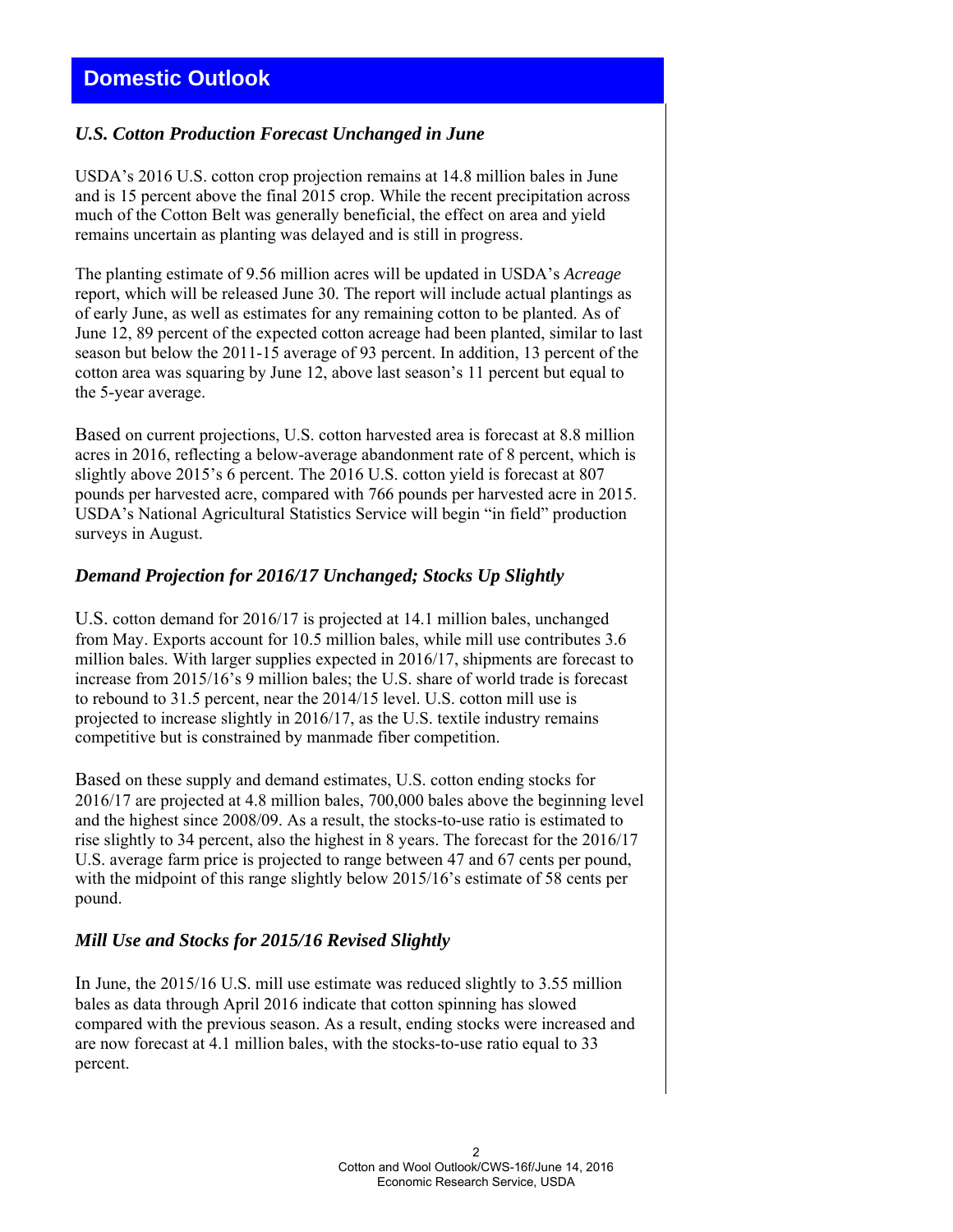## Domestic Outlook

### *U.S. Cotton Production Forecast Unchanged in June*

USDA's 2016 U.S. cotton crop projection remains at 14.8 million bales in June and is 15 percent above the final 2015 crop. While the recent precipitation across much of the Cotton Belt was generally beneficial, the effect on area and yield remains uncertain as planting was delayed and is still in progress.

The planting estimate of 9.56 million acres will be updated in USDA's *Acreage* report, which will be released June 30. The report will include actual plantings as of early June, as well as estimates for any remaining cotton to be planted. As of June 12, 89 percent of the expected cotton acreage had been planted, similar to last season but below the 2011-15 average of 93 percent. In addition, 13 percent of the cotton area was squaring by June 12, above last season's 11 percent but equal to the 5-year average.

Based on current projections, U.S. cotton harvested area is forecast at 8.8 million acres in 2016, reflecting a below-average abandonment rate of 8 percent, which is slightly above 2015's 6 percent. The 2016 U.S. cotton yield is forecast at 807 pounds per harvested acre, compared with 766 pounds per harvested acre in 2015. USDA's National Agricultural Statistics Service will begin "in field" production surveys in August.

### *Demand Projection for 2016/17 Unchanged; Stocks Up Slightly*

U.S. cotton demand for 2016/17 is projected at 14.1 million bales, unchanged from May. Exports account for 10.5 million bales, while mill use contributes 3.6 million bales. With larger supplies expected in 2016/17, shipments are forecast to increase from 2015/16's 9 million bales; the U.S. share of world trade is forecast to rebound to 31.5 percent, near the 2014/15 level. U.S. cotton mill use is projected to increase slightly in 2016/17, as the U.S. textile industry remains competitive but is constrained by manmade fiber competition.

Based on these supply and demand estimates, U.S. cotton ending stocks for 2016/17 are projected at 4.8 million bales, 700,000 bales above the beginning level and the highest since 2008/09. As a result, the stocks-to-use ratio is estimated to rise slightly to 34 percent, also the highest in 8 years. The forecast for the 2016/17 U.S. average farm price is projected to range between 47 and 67 cents per pound, with the midpoint of this range slightly below 2015/16's estimate of 58 cents per pound.

### *Mill Use and Stocks for 2015/16 Revised Slightly*

In June, the 2015/16 U.S. mill use estimate was reduced slightly to 3.55 million bales as data through April 2016 indicate that cotton spinning has slowed compared with the previous season. As a result, ending stocks were increased and are now forecast at 4.1 million bales, with the stocks-to-use ratio equal to 33 percent.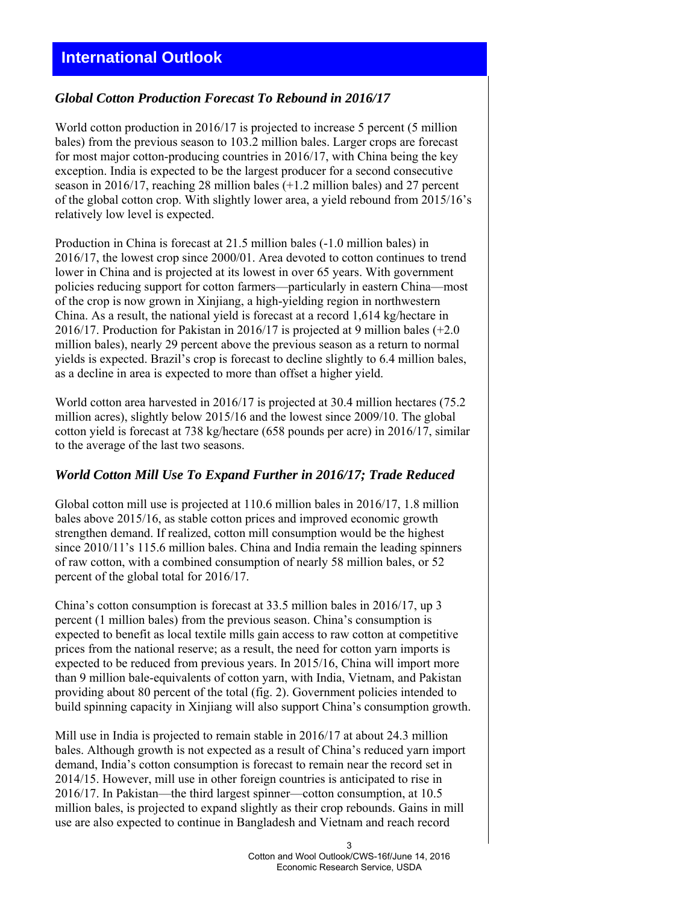## International Outlook

### *Global Cotton Production Forecast To Rebound in 2016/17*

World cotton production in 2016/17 is projected to increase 5 percent (5 million bales) from the previous season to 103.2 million bales. Larger crops are forecast for most major cotton-producing countries in 2016/17, with China being the key exception. India is expected to be the largest producer for a second consecutive season in 2016/17, reaching 28 million bales (+1.2 million bales) and 27 percent of the global cotton crop. With slightly lower area, a yield rebound from 2015/16's relatively low level is expected.

Production in China is forecast at 21.5 million bales (-1.0 million bales) in 2016/17, the lowest crop since 2000/01. Area devoted to cotton continues to trend lower in China and is projected at its lowest in over 65 years. With government policies reducing support for cotton farmers—particularly in eastern China—most of the crop is now grown in Xinjiang, a high-yielding region in northwestern China. As a result, the national yield is forecast at a record 1,614 kg/hectare in 2016/17. Production for Pakistan in 2016/17 is projected at 9 million bales (+2.0 million bales), nearly 29 percent above the previous season as a return to normal yields is expected. Brazil's crop is forecast to decline slightly to 6.4 million bales, as a decline in area is expected to more than offset a higher yield.

World cotton area harvested in 2016/17 is projected at 30.4 million hectares (75.2 million acres), slightly below 2015/16 and the lowest since 2009/10. The global cotton yield is forecast at 738 kg/hectare (658 pounds per acre) in 2016/17, similar to the average of the last two seasons.

### *World Cotton Mill Use To Expand Further in 2016/17; Trade Reduced*

Global cotton mill use is projected at 110.6 million bales in 2016/17, 1.8 million bales above 2015/16, as stable cotton prices and improved economic growth strengthen demand. If realized, cotton mill consumption would be the highest since 2010/11's 115.6 million bales. China and India remain the leading spinners of raw cotton, with a combined consumption of nearly 58 million bales, or 52 percent of the global total for 2016/17.

China's cotton consumption is forecast at 33.5 million bales in 2016/17, up 3 percent (1 million bales) from the previous season. China's consumption is expected to benefit as local textile mills gain access to raw cotton at competitive prices from the national reserve; as a result, the need for cotton yarn imports is expected to be reduced from previous years. In 2015/16, China will import more than 9 million bale-equivalents of cotton yarn, with India, Vietnam, and Pakistan providing about 80 percent of the total (fig. 2). Government policies intended to build spinning capacity in Xinjiang will also support China's consumption growth.

Mill use in India is projected to remain stable in 2016/17 at about 24.3 million bales. Although growth is not expected as a result of China's reduced yarn import demand, India's cotton consumption is forecast to remain near the record set in 2014/15. However, mill use in other foreign countries is anticipated to rise in 2016/17. In Pakistan—the third largest spinner—cotton consumption, at 10.5 million bales, is projected to expand slightly as their crop rebounds. Gains in mill use are also expected to continue in Bangladesh and Vietnam and reach record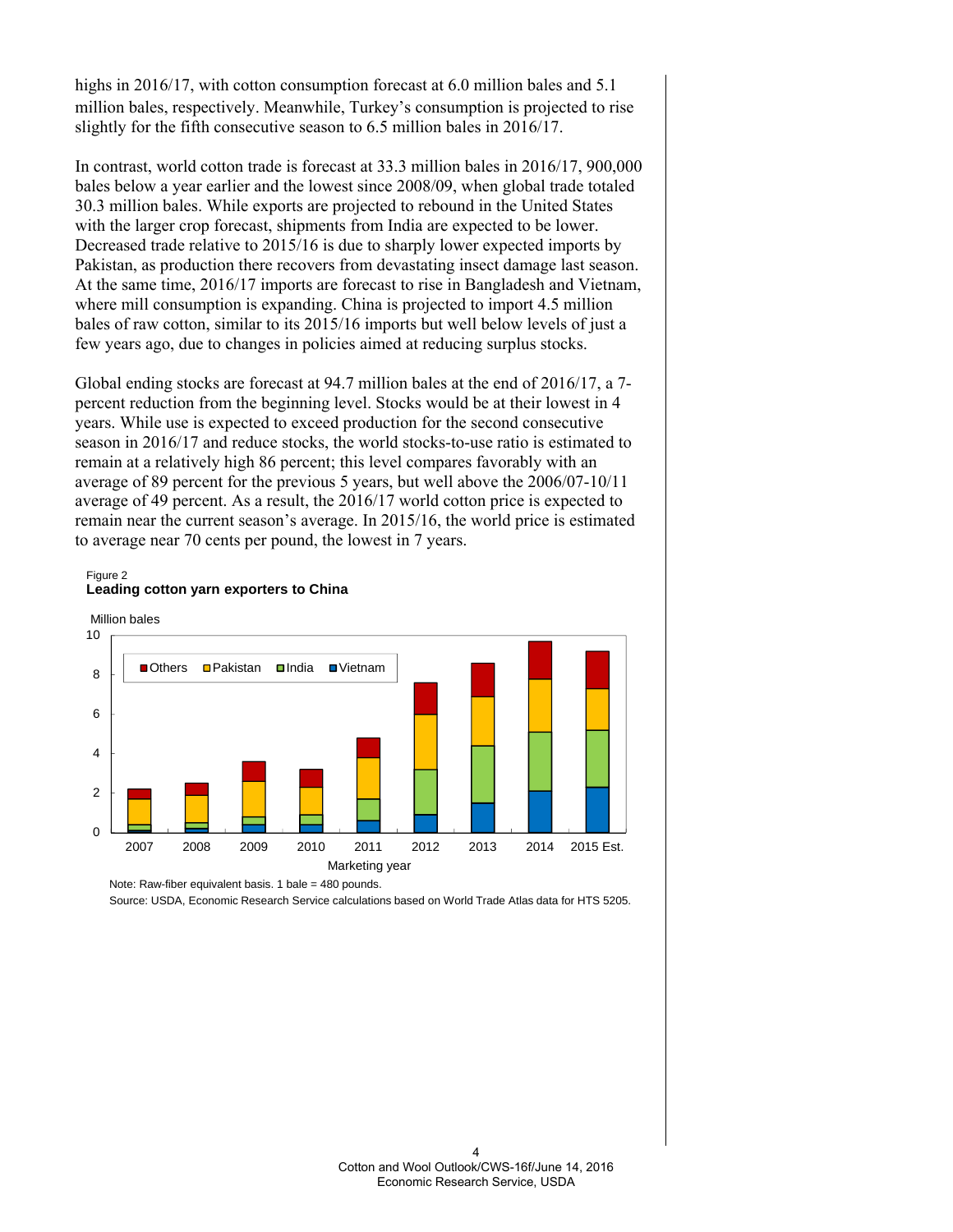highs in 2016/17, with cotton consumption forecast at 6.0 million bales and 5.1 million bales, respectively. Meanwhile, Turkey's consumption is projected to rise slightly for the fifth consecutive season to 6.5 million bales in 2016/17.

In contrast, world cotton trade is forecast at 33.3 million bales in 2016/17, 900,000 bales below a year earlier and the lowest since 2008/09, when global trade totaled 30.3 million bales. While exports are projected to rebound in the United States with the larger crop forecast, shipments from India are expected to be lower. Decreased trade relative to 2015/16 is due to sharply lower expected imports by Pakistan, as production there recovers from devastating insect damage last season. At the same time, 2016/17 imports are forecast to rise in Bangladesh and Vietnam, where mill consumption is expanding. China is projected to import 4.5 million bales of raw cotton, similar to its 2015/16 imports but well below levels of just a few years ago, due to changes in policies aimed at reducing surplus stocks.

Global ending stocks are forecast at 94.7 million bales at the end of 2016/17, a 7-percent reduction from the beginning level. Stocks would be at their lowest in 4 years. While use is expected to exceed production for the second consecutive season in 2016/17 and reduce stocks, the world stocks-to-use ratio is estimated to remain at a relatively high 86 percent; this level compares favorably with an average of 89 percent for the previous 5 years, but well above the 2006/07-10/11 average of 49 percent. As a result, the 2016/17 world cotton price is expected to remain near the current season's average. In 2015/16, the world price is estimated to average near 70 cents per pound, the lowest in 7 years.

Figure 2
**Leading cotton yarn exporters to China**

Note: Raw-fiber equivalent basis. 1 bale = 480 pounds.
Source: USDA, Economic Research Service calculations based on World Trade Atlas data for HTS 5205.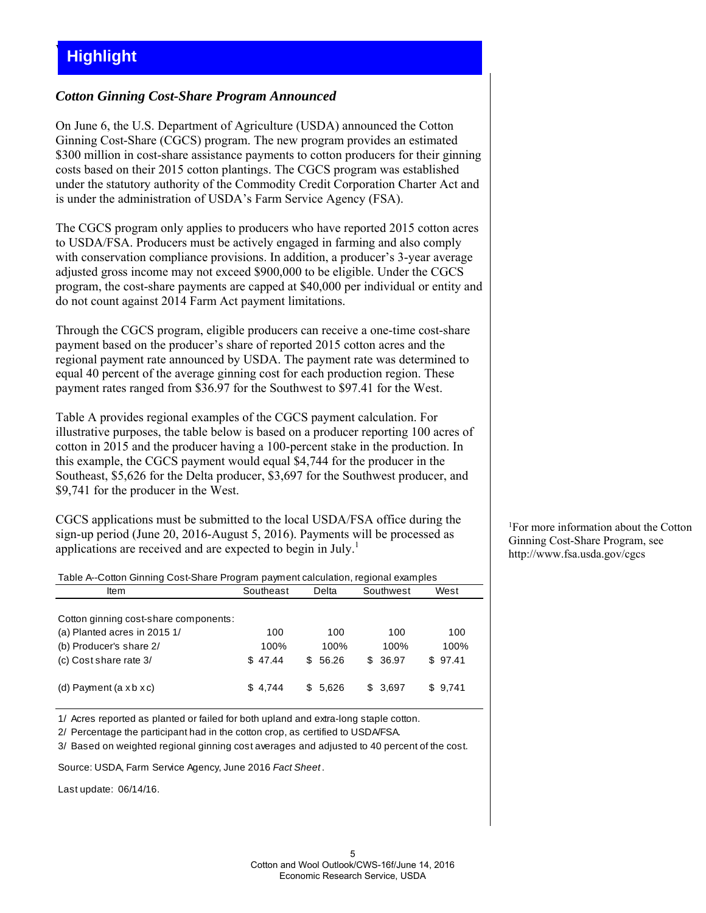# Highlight

### *Cotton Ginning Cost-Share Program Announced*

On June 6, the U.S. Department of Agriculture (USDA) announced the Cotton Ginning Cost-Share (CGCS) program. The new program provides an estimated $300 million in cost-share assistance payments to cotton producers for their ginning costs based on their 2015 cotton plantings. The CGCS program was established under the statutory authority of the Commodity Credit Corporation Charter Act and is under the administration of USDA's Farm Service Agency (FSA).

The CGCS program only applies to producers who have reported 2015 cotton acres to USDA/FSA. Producers must be actively engaged in farming and also comply with conservation compliance provisions. In addition, a producer's 3-year average adjusted gross income may not exceed $900,000 to be eligible. Under the CGCS program, the cost-share payments are capped at $40,000 per individual or entity and do not count against 2014 Farm Act payment limitations.

Through the CGCS program, eligible producers can receive a one-time cost-share payment based on the producer's share of reported 2015 cotton acres and the regional payment rate announced by USDA. The payment rate was determined to equal 40 percent of the average ginning cost for each production region. These payment rates ranged from $36.97 for the Southwest to $97.41 for the West.

Table A provides regional examples of the CGCS payment calculation. For illustrative purposes, the table below is based on a producer reporting 100 acres of cotton in 2015 and the producer having a 100-percent stake in the production. In this example, the CGCS payment would equal $4,744 for the producer in the Southeast, $5,626 for the Delta producer, $3,697 for the Southwest producer, and $9,741 for the producer in the West.

CGCS applications must be submitted to the local USDA/FSA office during the sign-up period (June 20, 2016-August 5, 2016). Payments will be processed as applications are received and are expected to begin in July.[1]

[1]For more information about the Cotton Ginning Cost-Share Program, see http://www.fsa.usda.gov/cgcs

Table A--Cotton Ginning Cost-Share Program payment calculation, regional examples

| Item | Southeast | Delta | Southwest | West |
|---|---|---|---|---|
| Cotton ginning cost-share components: | | | | |
| (a) Planted acres in 2015 1/ | 100 | 100 | 100 | 100 |
| (b) Producer's share 2/ | 100% | 100% | 100% | 100% |
| (c) Cost share rate 3/ | $ 47.44 | $ 56.26 | $ 36.97 | $ 97.41 |
| (d) Payment (a x b x c) | $ 4,744 | $ 5,626 | $ 3,697 | $ 9,741 |

1/ Acres reported as planted or failed for both upland and extra-long staple cotton.

2/ Percentage the participant had in the cotton crop, as certified to USDA/FSA.

3/ Based on weighted regional ginning cost averages and adjusted to 40 percent of the cost.

Source: USDA, Farm Service Agency, June 2016 *Fact Sheet*.

Last update: 06/14/16.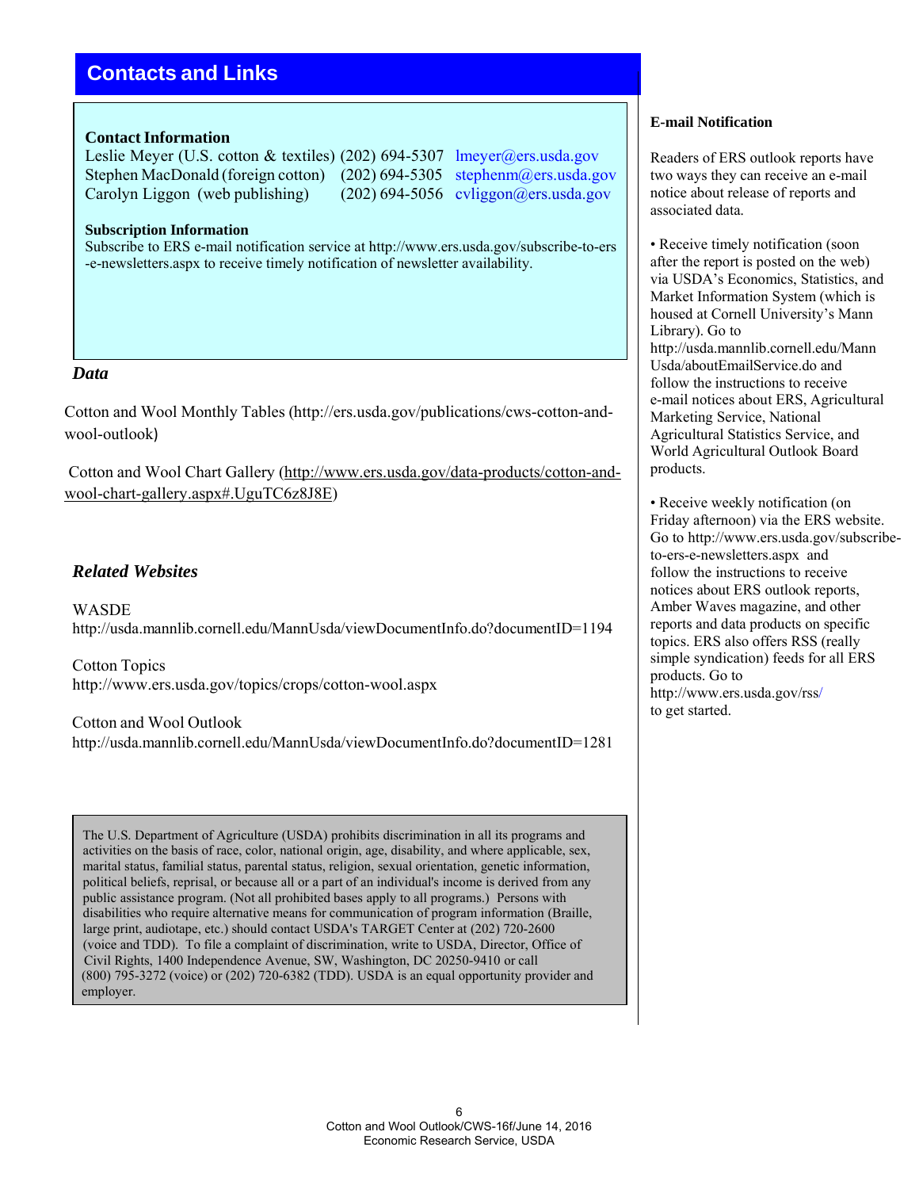## Contacts and Links

### Contact Information

Leslie Meyer (U.S. cotton & textiles) (202) 694-5307 lmeyer@ers.usda.gov
Stephen MacDonald (foreign cotton) (202) 694-5305 stephenm@ers.usda.gov
Carolyn Liggon (web publishing) (202) 694-5056 cvliggon@ers.usda.gov

### Subscription Information

Subscribe to ERS e-mail notification service at http://www.ers.usda.gov/subscribe-to-ers-e-newsletters.aspx to receive timely notification of newsletter availability.

### *Data*

Cotton and Wool Monthly Tables (http://ers.usda.gov/publications/cws-cotton-and-wool-outlook)

Cotton and Wool Chart Gallery (http://www.ers.usda.gov/data-products/cotton-and-wool-chart-gallery.aspx#.UguTC6z8J8E)

### *Related Websites*

WASDE
http://usda.mannlib.cornell.edu/MannUsda/viewDocumentInfo.do?documentID=1194

Cotton Topics
http://www.ers.usda.gov/topics/crops/cotton-wool.aspx

Cotton and Wool Outlook
http://usda.mannlib.cornell.edu/MannUsda/viewDocumentInfo.do?documentID=1281

The U.S. Department of Agriculture (USDA) prohibits discrimination in all its programs and activities on the basis of race, color, national origin, age, disability, and where applicable, sex, marital status, familial status, parental status, religion, sexual orientation, genetic information, political beliefs, reprisal, or because all or a part of an individual's income is derived from any public assistance program. (Not all prohibited bases apply to all programs.) Persons with disabilities who require alternative means for communication of program information (Braille, large print, audiotape, etc.) should contact USDA's TARGET Center at (202) 720-2600 (voice and TDD). To file a complaint of discrimination, write to USDA, Director, Office of Civil Rights, 1400 Independence Avenue, SW, Washington, DC 20250-9410 or call (800) 795-3272 (voice) or (202) 720-6382 (TDD). USDA is an equal opportunity provider and employer.

### E-mail Notification

Readers of ERS outlook reports have two ways they can receive an e-mail notice about release of reports and associated data.

- Receive timely notification (soon after the report is posted on the web) via USDA's Economics, Statistics, and Market Information System (which is housed at Cornell University's Mann Library). Go to http://usda.mannlib.cornell.edu/MannUsda/aboutEmailService.do and follow the instructions to receive e-mail notices about ERS, Agricultural Marketing Service, National Agricultural Statistics Service, and World Agricultural Outlook Board products.

- Receive weekly notification (on Friday afternoon) via the ERS website. Go to http://www.ers.usda.gov/subscribe-to-ers-e-newsletters.aspx and follow the instructions to receive notices about ERS outlook reports, Amber Waves magazine, and other reports and data products on specific topics. ERS also offers RSS (really simple syndication) feeds for all ERS products. Go to http://www.ers.usda.gov/rss/ to get started.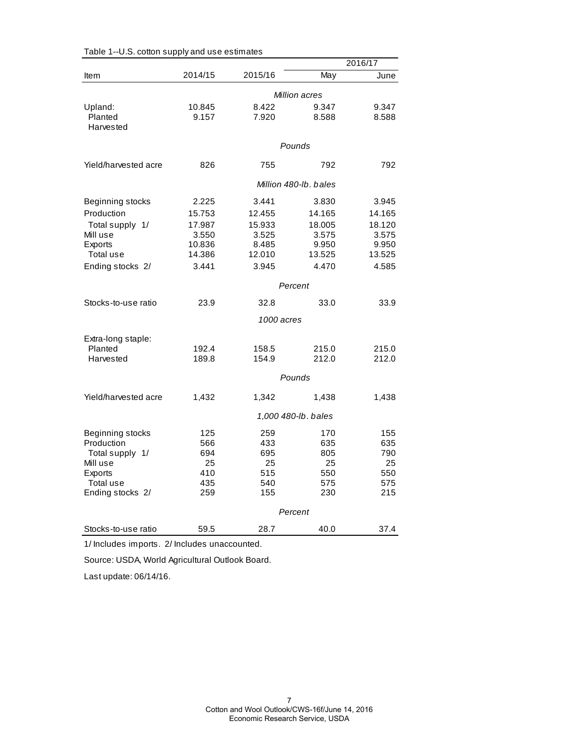Table 1--U.S. cotton supply and use estimates

| Item | 2014/15 | 2015/16 | 2016/17 May | 2016/17 June |
|---|---|---|---|---|
| | | *Million acres* | | |
| Upland: | 10.845 | 8.422 | 9.347 | 9.347 |
| Planted | 9.157 | 7.920 | 8.588 | 8.588 |
| Harvested | | | | |
| | | *Pounds* | | |
| Yield/harvested acre | 826 | 755 | 792 | 792 |
| | | *Million 480-lb. bales* | | |
| Beginning stocks | 2.225 | 3.441 | 3.830 | 3.945 |
| Production | 15.753 | 12.455 | 14.165 | 14.165 |
| Total supply 1/ | 17.987 | 15.933 | 18.005 | 18.120 |
| Mill use | 3.550 | 3.525 | 3.575 | 3.575 |
| Exports | 10.836 | 8.485 | 9.950 | 9.950 |
| Total use | 14.386 | 12.010 | 13.525 | 13.525 |
| Ending stocks 2/ | 3.441 | 3.945 | 4.470 | 4.585 |
| | | *Percent* | | |
| Stocks-to-use ratio | 23.9 | 32.8 | 33.0 | 33.9 |
| | | *1000 acres* | | |
| Extra-long staple: | | | | |
| Planted | 192.4 | 158.5 | 215.0 | 215.0 |
| Harvested | 189.8 | 154.9 | 212.0 | 212.0 |
| | | *Pounds* | | |
| Yield/harvested acre | 1,432 | 1,342 | 1,438 | 1,438 |
| | | *1,000 480-lb. bales* | | |
| Beginning stocks | 125 | 259 | 170 | 155 |
| Production | 566 | 433 | 635 | 635 |
| Total supply 1/ | 694 | 695 | 805 | 790 |
| Mill use | 25 | 25 | 25 | 25 |
| Exports | 410 | 515 | 550 | 550 |
| Total use | 435 | 540 | 575 | 575 |
| Ending stocks 2/ | 259 | 155 | 230 | 215 |
| | | *Percent* | | |
| Stocks-to-use ratio | 59.5 | 28.7 | 40.0 | 37.4 |

1/ Includes imports. 2/ Includes unaccounted.

Source: USDA, World Agricultural Outlook Board.

Last update: 06/14/16.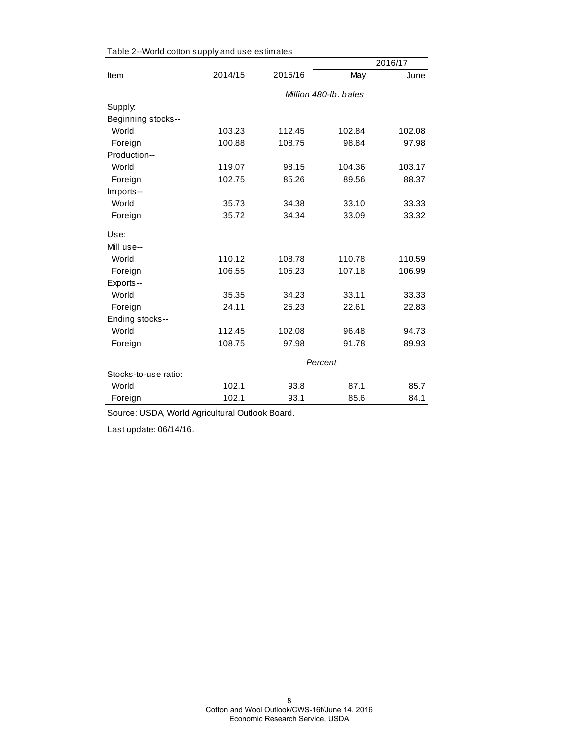Table 2--World cotton supply and use estimates

| Item | 2014/15 | 2015/16 | 2016/17 | |
|---|---|---|---|---|
| | | | May | June |
| | *Million 480-lb. bales* | | | |
| Supply: | | | | |
| Beginning stocks-- | | | | |
| World | 103.23 | 112.45 | 102.84 | 102.08 |
| Foreign | 100.88 | 108.75 | 98.84 | 97.98 |
| Production-- | | | | |
| World | 119.07 | 98.15 | 104.36 | 103.17 |
| Foreign | 102.75 | 85.26 | 89.56 | 88.37 |
| Imports-- | | | | |
| World | 35.73 | 34.38 | 33.10 | 33.33 |
| Foreign | 35.72 | 34.34 | 33.09 | 33.32 |
| Use: | | | | |
| Mill use-- | | | | |
| World | 110.12 | 108.78 | 110.78 | 110.59 |
| Foreign | 106.55 | 105.23 | 107.18 | 106.99 |
| Exports-- | | | | |
| World | 35.35 | 34.23 | 33.11 | 33.33 |
| Foreign | 24.11 | 25.23 | 22.61 | 22.83 |
| Ending stocks-- | | | | |
| World | 112.45 | 102.08 | 96.48 | 94.73 |
| Foreign | 108.75 | 97.98 | 91.78 | 89.93 |
| | *Percent* | | | |
| Stocks-to-use ratio: | | | | |
| World | 102.1 | 93.8 | 87.1 | 85.7 |
| Foreign | 102.1 | 93.1 | 85.6 | 84.1 |

Source: USDA, World Agricultural Outlook Board.

Last update: 06/14/16.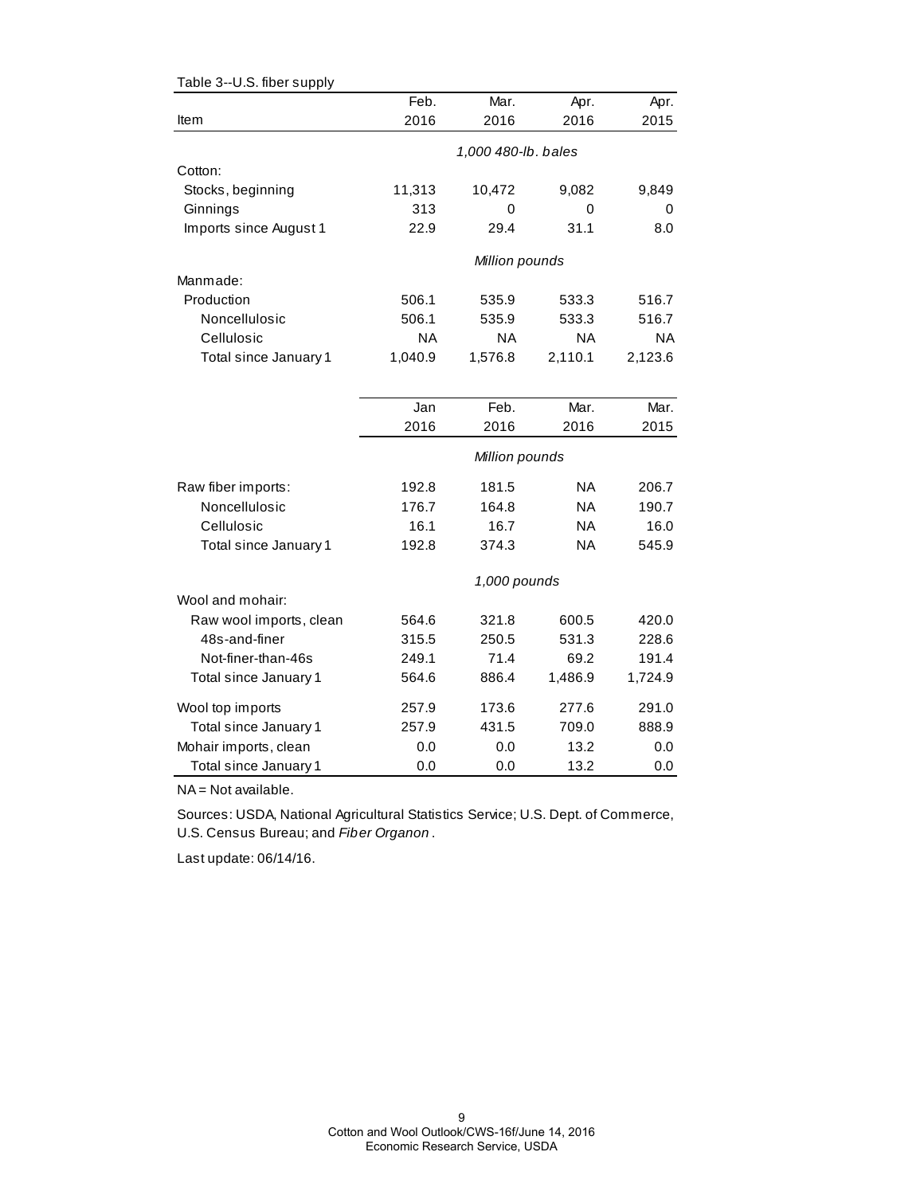Table 3--U.S. fiber supply

| Item | Feb. 2016 | Mar. 2016 | Apr. 2016 | Apr. 2015 |
|---|---|---|---|---|
| | *1,000 480-lb. bales* | | | |
| Cotton: | | | | |
| Stocks, beginning | 11,313 | 10,472 | 9,082 | 9,849 |
| Ginnings | 313 | 0 | 0 | 0 |
| Imports since August 1 | 22.9 | 29.4 | 31.1 | 8.0 |
| | *Million pounds* | | | |
| Manmade: | | | | |
| Production | 506.1 | 535.9 | 533.3 | 516.7 |
| Noncellulosic | 506.1 | 535.9 | 533.3 | 516.7 |
| Cellulosic | NA | NA | NA | NA |
| Total since January 1 | 1,040.9 | 1,576.8 | 2,110.1 | 2,123.6 |

| Item | Jan 2016 | Feb. 2016 | Mar. 2016 | Mar. 2015 |
|---|---|---|---|---|
| | *Million pounds* | | | |
| Raw fiber imports: | 192.8 | 181.5 | NA | 206.7 |
| Noncellulosic | 176.7 | 164.8 | NA | 190.7 |
| Cellulosic | 16.1 | 16.7 | NA | 16.0 |
| Total since January 1 | 192.8 | 374.3 | NA | 545.9 |
| | *1,000 pounds* | | | |
| Wool and mohair: | | | | |
| Raw wool imports, clean | 564.6 | 321.8 | 600.5 | 420.0 |
| 48s-and-finer | 315.5 | 250.5 | 531.3 | 228.6 |
| Not-finer-than-46s | 249.1 | 71.4 | 69.2 | 191.4 |
| Total since January 1 | 564.6 | 886.4 | 1,486.9 | 1,724.9 |
| Wool top imports | 257.9 | 173.6 | 277.6 | 291.0 |
| Total since January 1 | 257.9 | 431.5 | 709.0 | 888.9 |
| Mohair imports, clean | 0.0 | 0.0 | 13.2 | 0.0 |
| Total since January 1 | 0.0 | 0.0 | 13.2 | 0.0 |

NA = Not available.

Sources: USDA, National Agricultural Statistics Service; U.S. Dept. of Commerce, U.S. Census Bureau; and *Fiber Organon*.

Last update: 06/14/16.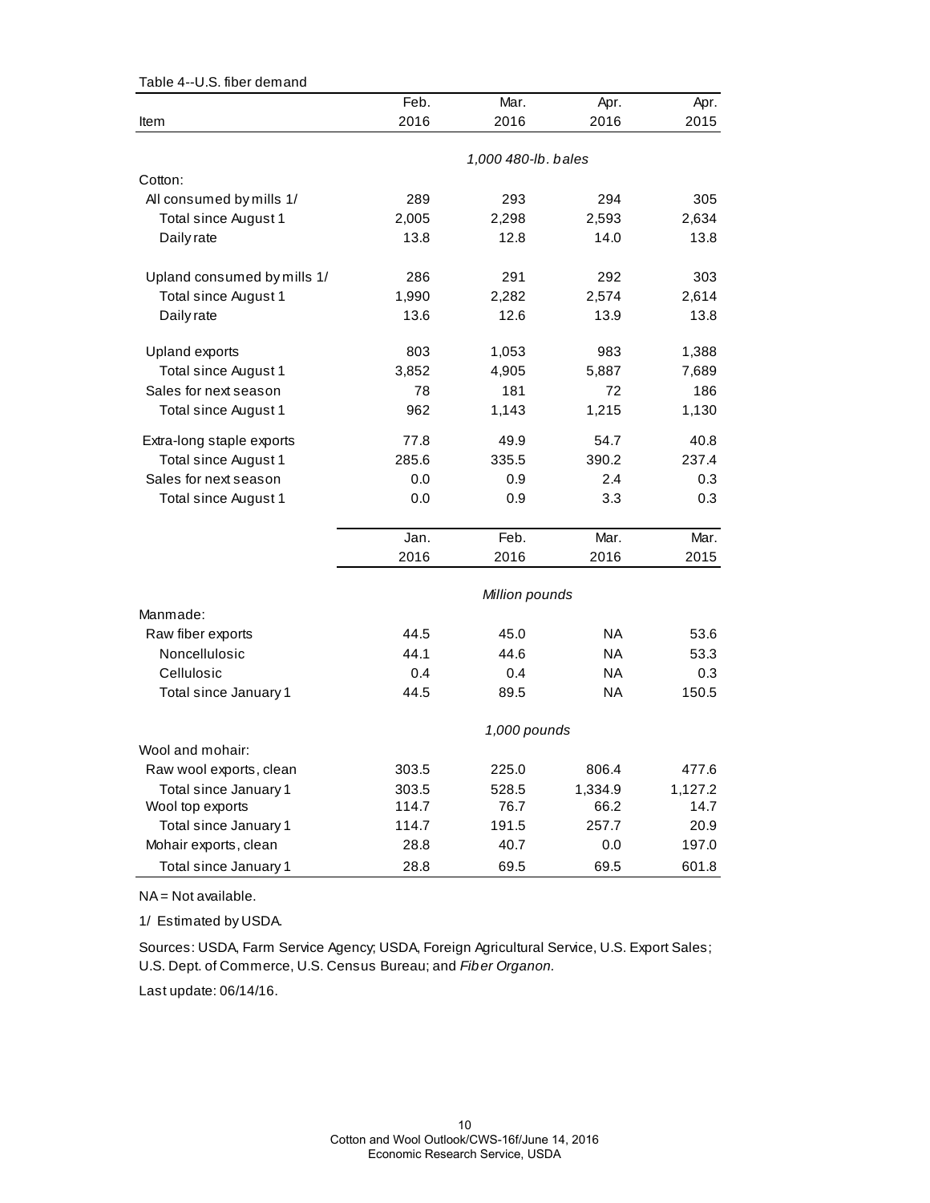Table 4--U.S. fiber demand

| Item | Feb. 2016 | Mar. 2016 | Apr. 2016 | Apr. 2015 |
|---|---|---|---|---|
| | *1,000 480-lb. bales* | | | |
| Cotton: | | | | |
| All consumed by mills 1/ | 289 | 293 | 294 | 305 |
| Total since August 1 | 2,005 | 2,298 | 2,593 | 2,634 |
| Daily rate | 13.8 | 12.8 | 14.0 | 13.8 |
| Upland consumed by mills 1/ | 286 | 291 | 292 | 303 |
| Total since August 1 | 1,990 | 2,282 | 2,574 | 2,614 |
| Daily rate | 13.6 | 12.6 | 13.9 | 13.8 |
| Upland exports | 803 | 1,053 | 983 | 1,388 |
| Total since August 1 | 3,852 | 4,905 | 5,887 | 7,689 |
| Sales for next season | 78 | 181 | 72 | 186 |
| Total since August 1 | 962 | 1,143 | 1,215 | 1,130 |
| Extra-long staple exports | 77.8 | 49.9 | 54.7 | 40.8 |
| Total since August 1 | 285.6 | 335.5 | 390.2 | 237.4 |
| Sales for next season | 0.0 | 0.9 | 2.4 | 0.3 |
| Total since August 1 | 0.0 | 0.9 | 3.3 | 0.3 |
| | **Jan. 2016** | **Feb. 2016** | **Mar. 2016** | **Mar. 2015** |
| | *Million pounds* | | | |
| Manmade: | | | | |
| Raw fiber exports | 44.5 | 45.0 | NA | 53.6 |
| Noncellulosic | 44.1 | 44.6 | NA | 53.3 |
| Cellulosic | 0.4 | 0.4 | NA | 0.3 |
| Total since January 1 | 44.5 | 89.5 | NA | 150.5 |
| | *1,000 pounds* | | | |
| Wool and mohair: | | | | |
| Raw wool exports, clean | 303.5 | 225.0 | 806.4 | 477.6 |
| Total since January 1 | 303.5 | 528.5 | 1,334.9 | 1,127.2 |
| Wool top exports | 114.7 | 76.7 | 66.2 | 14.7 |
| Total since January 1 | 114.7 | 191.5 | 257.7 | 20.9 |
| Mohair exports, clean | 28.8 | 40.7 | 0.0 | 197.0 |
| Total since January 1 | 28.8 | 69.5 | 69.5 | 601.8 |

NA = Not available.

1/ Estimated by USDA.

Sources: USDA, Farm Service Agency; USDA, Foreign Agricultural Service, U.S. Export Sales; U.S. Dept. of Commerce, U.S. Census Bureau; and *Fiber Organon*.

Last update: 06/14/16.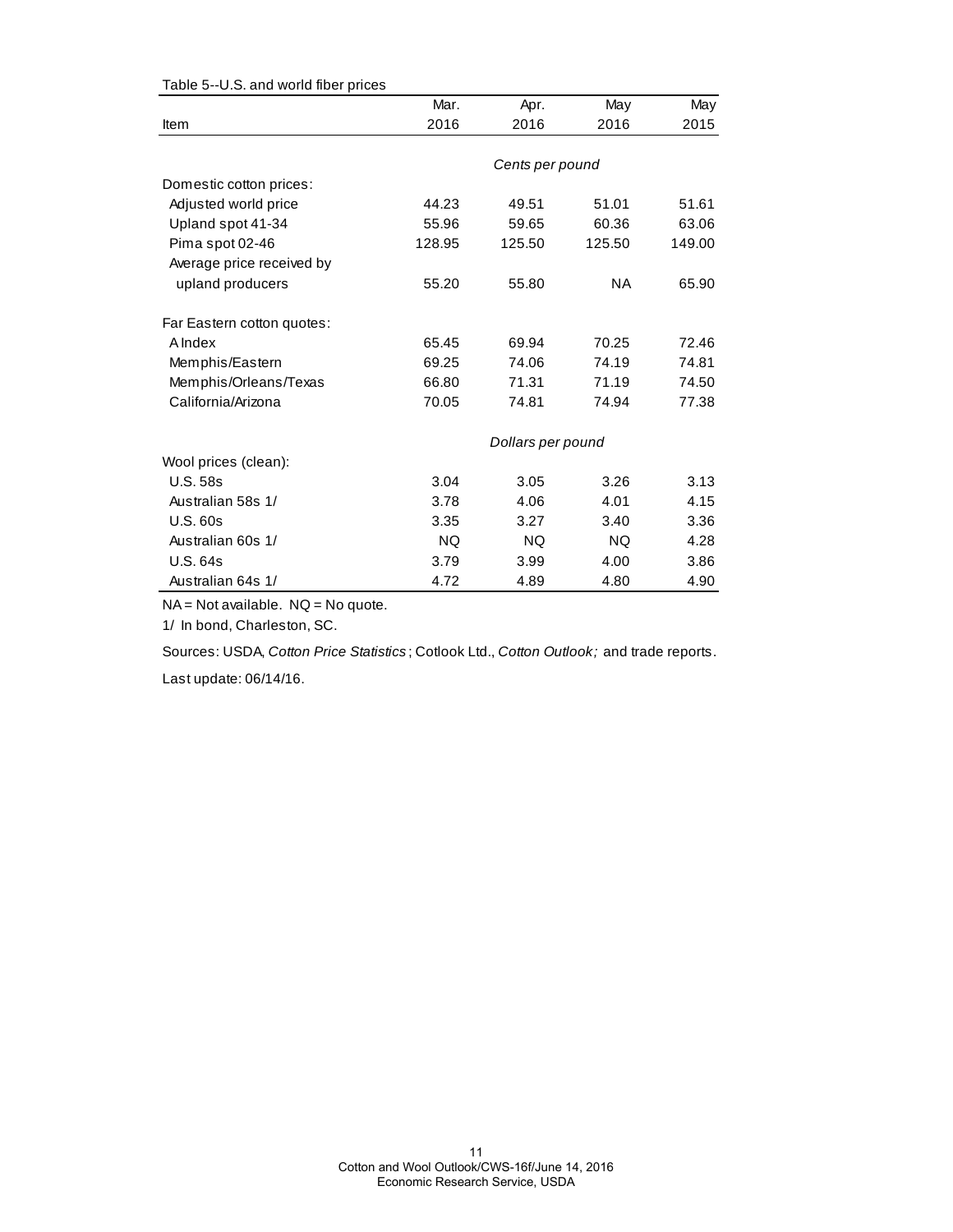Table 5--U.S. and world fiber prices

| Item | Mar. 2016 | Apr. 2016 | May 2016 | May 2015 |
|---|---|---|---|---|
| | *Cents per pound* | | | |
| Domestic cotton prices: | | | | |
| Adjusted world price | 44.23 | 49.51 | 51.01 | 51.61 |
| Upland spot 41-34 | 55.96 | 59.65 | 60.36 | 63.06 |
| Pima spot 02-46 | 128.95 | 125.50 | 125.50 | 149.00 |
| Average price received by upland producers | 55.20 | 55.80 | NA | 65.90 |
| Far Eastern cotton quotes: | | | | |
| A Index | 65.45 | 69.94 | 70.25 | 72.46 |
| Memphis/Eastern | 69.25 | 74.06 | 74.19 | 74.81 |
| Memphis/Orleans/Texas | 66.80 | 71.31 | 71.19 | 74.50 |
| California/Arizona | 70.05 | 74.81 | 74.94 | 77.38 |
| | *Dollars per pound* | | | |
| Wool prices (clean): | | | | |
| U.S. 58s | 3.04 | 3.05 | 3.26 | 3.13 |
| Australian 58s 1/ | 3.78 | 4.06 | 4.01 | 4.15 |
| U.S. 60s | 3.35 | 3.27 | 3.40 | 3.36 |
| Australian 60s 1/ | NQ | NQ | NQ | 4.28 |
| U.S. 64s | 3.79 | 3.99 | 4.00 | 3.86 |
| Australian 64s 1/ | 4.72 | 4.89 | 4.80 | 4.90 |

NA = Not available. NQ = No quote.

1/ In bond, Charleston, SC.

Sources: USDA, *Cotton Price Statistics*; Cotlook Ltd., *Cotton Outlook;* and trade reports.

Last update: 06/14/16.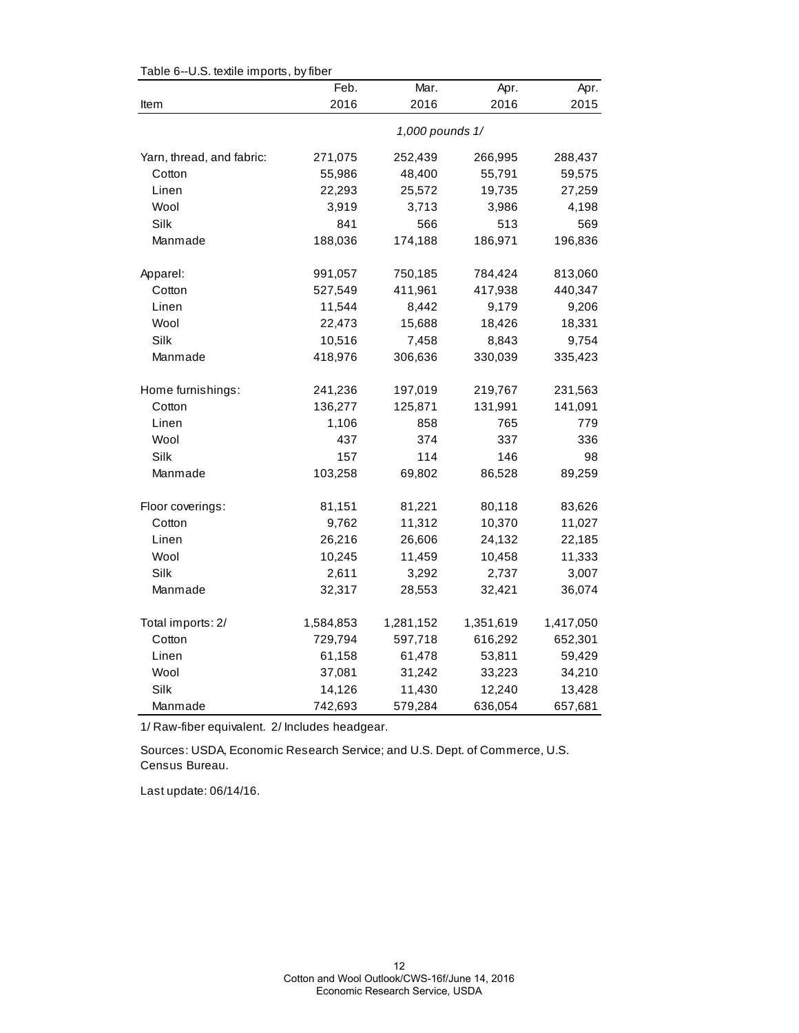Table 6--U.S. textile imports, by fiber

| Item | Feb. 2016 | Mar. 2016 | Apr. 2016 | Apr. 2015 |
|---|---|---|---|---|
| | *1,000 pounds 1/* | | | |
| Yarn, thread, and fabric: | 271,075 | 252,439 | 266,995 | 288,437 |
| Cotton | 55,986 | 48,400 | 55,791 | 59,575 |
| Linen | 22,293 | 25,572 | 19,735 | 27,259 |
| Wool | 3,919 | 3,713 | 3,986 | 4,198 |
| Silk | 841 | 566 | 513 | 569 |
| Manmade | 188,036 | 174,188 | 186,971 | 196,836 |
| Apparel: | 991,057 | 750,185 | 784,424 | 813,060 |
| Cotton | 527,549 | 411,961 | 417,938 | 440,347 |
| Linen | 11,544 | 8,442 | 9,179 | 9,206 |
| Wool | 22,473 | 15,688 | 18,426 | 18,331 |
| Silk | 10,516 | 7,458 | 8,843 | 9,754 |
| Manmade | 418,976 | 306,636 | 330,039 | 335,423 |
| Home furnishings: | 241,236 | 197,019 | 219,767 | 231,563 |
| Cotton | 136,277 | 125,871 | 131,991 | 141,091 |
| Linen | 1,106 | 858 | 765 | 779 |
| Wool | 437 | 374 | 337 | 336 |
| Silk | 157 | 114 | 146 | 98 |
| Manmade | 103,258 | 69,802 | 86,528 | 89,259 |
| Floor coverings: | 81,151 | 81,221 | 80,118 | 83,626 |
| Cotton | 9,762 | 11,312 | 10,370 | 11,027 |
| Linen | 26,216 | 26,606 | 24,132 | 22,185 |
| Wool | 10,245 | 11,459 | 10,458 | 11,333 |
| Silk | 2,611 | 3,292 | 2,737 | 3,007 |
| Manmade | 32,317 | 28,553 | 32,421 | 36,074 |
| Total imports: 2/ | 1,584,853 | 1,281,152 | 1,351,619 | 1,417,050 |
| Cotton | 729,794 | 597,718 | 616,292 | 652,301 |
| Linen | 61,158 | 61,478 | 53,811 | 59,429 |
| Wool | 37,081 | 31,242 | 33,223 | 34,210 |
| Silk | 14,126 | 11,430 | 12,240 | 13,428 |
| Manmade | 742,693 | 579,284 | 636,054 | 657,681 |

1/ Raw-fiber equivalent. 2/ Includes headgear.

Sources: USDA, Economic Research Service; and U.S. Dept. of Commerce, U.S. Census Bureau.

Last update: 06/14/16.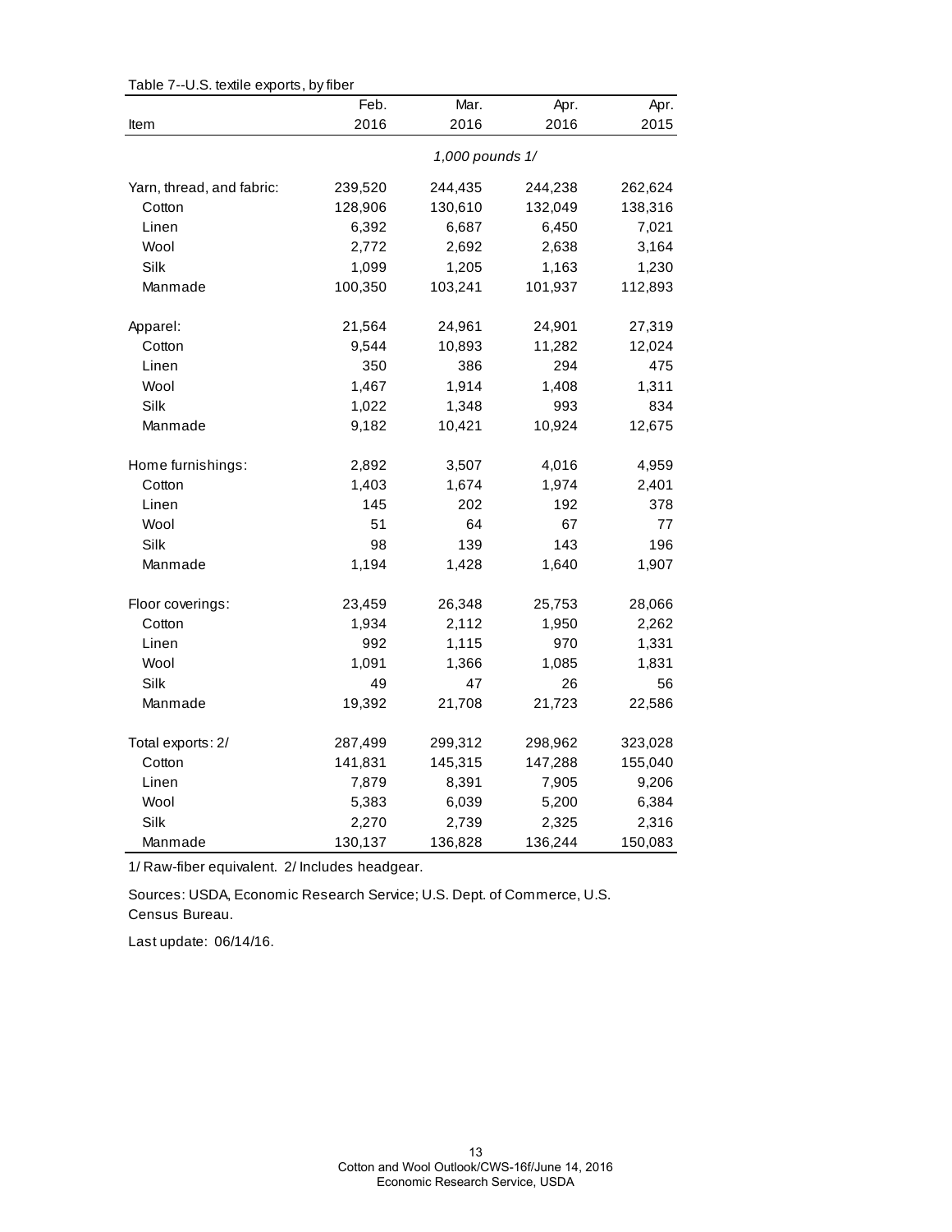Table 7--U.S. textile exports, by fiber

| Item | Feb. 2016 | Mar. 2016 | Apr. 2016 | Apr. 2015 |
|---|---|---|---|---|
| | *1,000 pounds 1/* | | | |
| Yarn, thread, and fabric: | 239,520 | 244,435 | 244,238 | 262,624 |
| Cotton | 128,906 | 130,610 | 132,049 | 138,316 |
| Linen | 6,392 | 6,687 | 6,450 | 7,021 |
| Wool | 2,772 | 2,692 | 2,638 | 3,164 |
| Silk | 1,099 | 1,205 | 1,163 | 1,230 |
| Manmade | 100,350 | 103,241 | 101,937 | 112,893 |
| Apparel: | 21,564 | 24,961 | 24,901 | 27,319 |
| Cotton | 9,544 | 10,893 | 11,282 | 12,024 |
| Linen | 350 | 386 | 294 | 475 |
| Wool | 1,467 | 1,914 | 1,408 | 1,311 |
| Silk | 1,022 | 1,348 | 993 | 834 |
| Manmade | 9,182 | 10,421 | 10,924 | 12,675 |
| Home furnishings: | 2,892 | 3,507 | 4,016 | 4,959 |
| Cotton | 1,403 | 1,674 | 1,974 | 2,401 |
| Linen | 145 | 202 | 192 | 378 |
| Wool | 51 | 64 | 67 | 77 |
| Silk | 98 | 139 | 143 | 196 |
| Manmade | 1,194 | 1,428 | 1,640 | 1,907 |
| Floor coverings: | 23,459 | 26,348 | 25,753 | 28,066 |
| Cotton | 1,934 | 2,112 | 1,950 | 2,262 |
| Linen | 992 | 1,115 | 970 | 1,331 |
| Wool | 1,091 | 1,366 | 1,085 | 1,831 |
| Silk | 49 | 47 | 26 | 56 |
| Manmade | 19,392 | 21,708 | 21,723 | 22,586 |
| Total exports: 2/ | 287,499 | 299,312 | 298,962 | 323,028 |
| Cotton | 141,831 | 145,315 | 147,288 | 155,040 |
| Linen | 7,879 | 8,391 | 7,905 | 9,206 |
| Wool | 5,383 | 6,039 | 5,200 | 6,384 |
| Silk | 2,270 | 2,739 | 2,325 | 2,316 |
| Manmade | 130,137 | 136,828 | 136,244 | 150,083 |

1/ Raw-fiber equivalent. 2/ Includes headgear.

Sources: USDA, Economic Research Service; U.S. Dept. of Commerce, U.S. Census Bureau.

Last update: 06/14/16.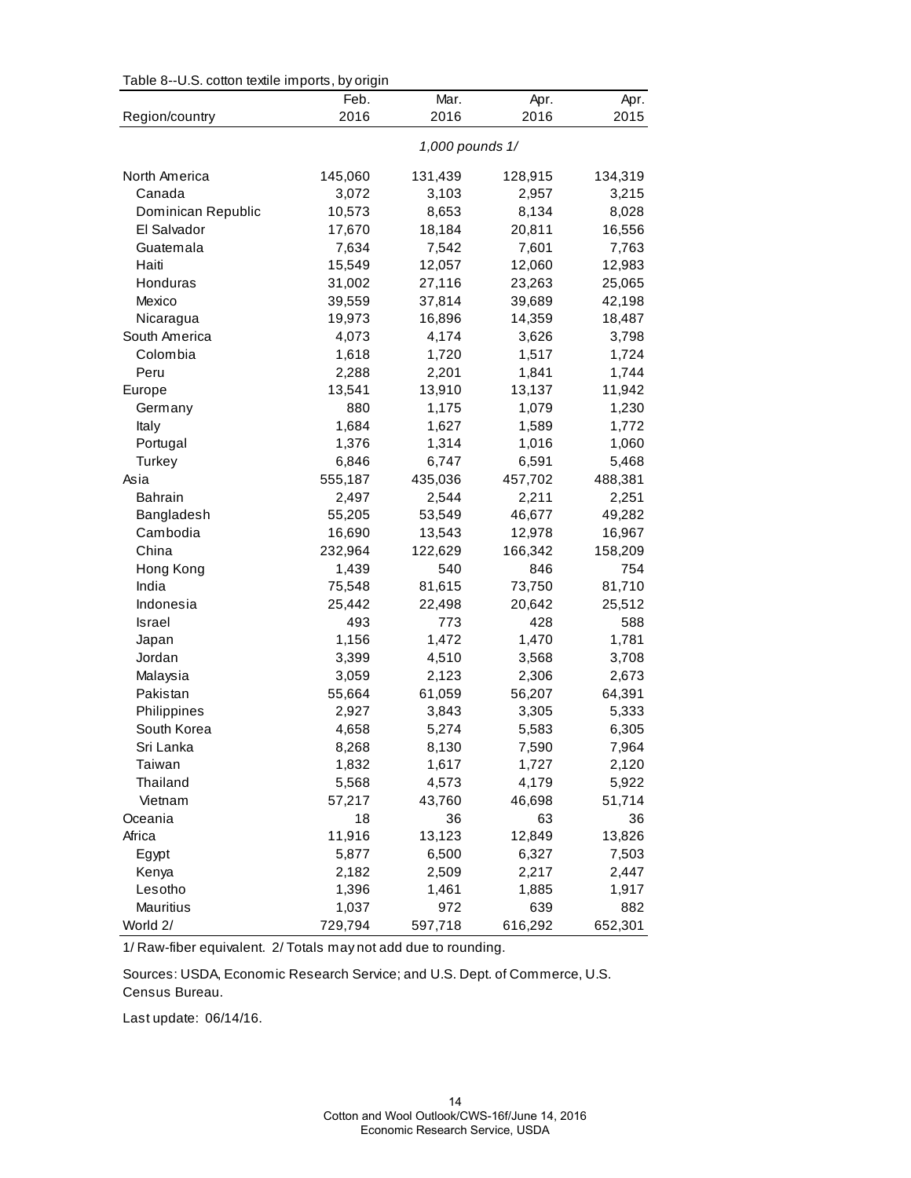Table 8--U.S. cotton textile imports, by origin

| Region/country | Feb. 2016 | Mar. 2016 | Apr. 2016 | Apr. 2015 |
|---|---|---|---|---|
| | *1,000 pounds 1/* | | | |
| North America | 145,060 | 131,439 | 128,915 | 134,319 |
| Canada | 3,072 | 3,103 | 2,957 | 3,215 |
| Dominican Republic | 10,573 | 8,653 | 8,134 | 8,028 |
| El Salvador | 17,670 | 18,184 | 20,811 | 16,556 |
| Guatemala | 7,634 | 7,542 | 7,601 | 7,763 |
| Haiti | 15,549 | 12,057 | 12,060 | 12,983 |
| Honduras | 31,002 | 27,116 | 23,263 | 25,065 |
| Mexico | 39,559 | 37,814 | 39,689 | 42,198 |
| Nicaragua | 19,973 | 16,896 | 14,359 | 18,487 |
| South America | 4,073 | 4,174 | 3,626 | 3,798 |
| Colombia | 1,618 | 1,720 | 1,517 | 1,724 |
| Peru | 2,288 | 2,201 | 1,841 | 1,744 |
| Europe | 13,541 | 13,910 | 13,137 | 11,942 |
| Germany | 880 | 1,175 | 1,079 | 1,230 |
| Italy | 1,684 | 1,627 | 1,589 | 1,772 |
| Portugal | 1,376 | 1,314 | 1,016 | 1,060 |
| Turkey | 6,846 | 6,747 | 6,591 | 5,468 |
| Asia | 555,187 | 435,036 | 457,702 | 488,381 |
| Bahrain | 2,497 | 2,544 | 2,211 | 2,251 |
| Bangladesh | 55,205 | 53,549 | 46,677 | 49,282 |
| Cambodia | 16,690 | 13,543 | 12,978 | 16,967 |
| China | 232,964 | 122,629 | 166,342 | 158,209 |
| Hong Kong | 1,439 | 540 | 846 | 754 |
| India | 75,548 | 81,615 | 73,750 | 81,710 |
| Indonesia | 25,442 | 22,498 | 20,642 | 25,512 |
| Israel | 493 | 773 | 428 | 588 |
| Japan | 1,156 | 1,472 | 1,470 | 1,781 |
| Jordan | 3,399 | 4,510 | 3,568 | 3,708 |
| Malaysia | 3,059 | 2,123 | 2,306 | 2,673 |
| Pakistan | 55,664 | 61,059 | 56,207 | 64,391 |
| Philippines | 2,927 | 3,843 | 3,305 | 5,333 |
| South Korea | 4,658 | 5,274 | 5,583 | 6,305 |
| Sri Lanka | 8,268 | 8,130 | 7,590 | 7,964 |
| Taiwan | 1,832 | 1,617 | 1,727 | 2,120 |
| Thailand | 5,568 | 4,573 | 4,179 | 5,922 |
| Vietnam | 57,217 | 43,760 | 46,698 | 51,714 |
| Oceania | 18 | 36 | 63 | 36 |
| Africa | 11,916 | 13,123 | 12,849 | 13,826 |
| Egypt | 5,877 | 6,500 | 6,327 | 7,503 |
| Kenya | 2,182 | 2,509 | 2,217 | 2,447 |
| Lesotho | 1,396 | 1,461 | 1,885 | 1,917 |
| Mauritius | 1,037 | 972 | 639 | 882 |
| World 2/ | 729,794 | 597,718 | 616,292 | 652,301 |

1/ Raw-fiber equivalent. 2/ Totals may not add due to rounding.

Sources: USDA, Economic Research Service; and U.S. Dept. of Commerce, U.S. Census Bureau.

Last update: 06/14/16.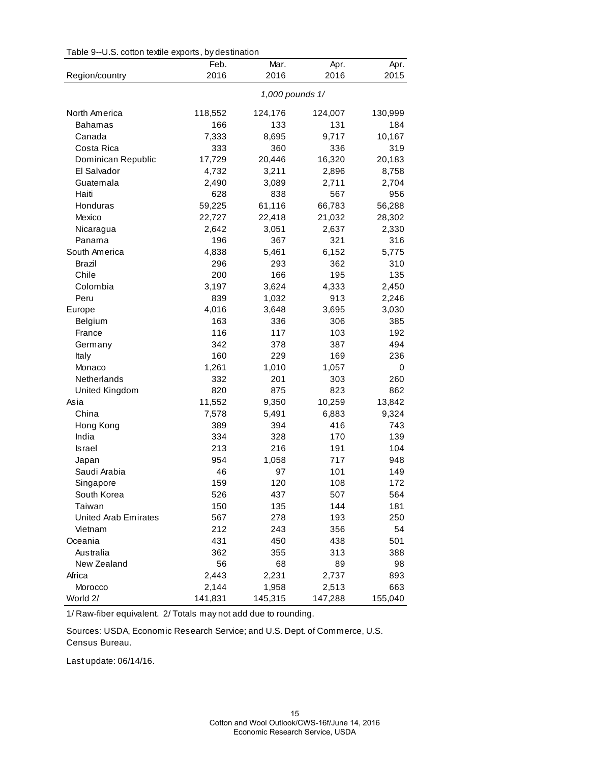Table 9--U.S. cotton textile exports, by destination

| Region/country | Feb. 2016 | Mar. 2016 | Apr. 2016 | Apr. 2015 |
|---|---|---|---|---|
| | *1,000 pounds 1/* | | | |
| North America | 118,552 | 124,176 | 124,007 | 130,999 |
| Bahamas | 166 | 133 | 131 | 184 |
| Canada | 7,333 | 8,695 | 9,717 | 10,167 |
| Costa Rica | 333 | 360 | 336 | 319 |
| Dominican Republic | 17,729 | 20,446 | 16,320 | 20,183 |
| El Salvador | 4,732 | 3,211 | 2,896 | 8,758 |
| Guatemala | 2,490 | 3,089 | 2,711 | 2,704 |
| Haiti | 628 | 838 | 567 | 956 |
| Honduras | 59,225 | 61,116 | 66,783 | 56,288 |
| Mexico | 22,727 | 22,418 | 21,032 | 28,302 |
| Nicaragua | 2,642 | 3,051 | 2,637 | 2,330 |
| Panama | 196 | 367 | 321 | 316 |
| South America | 4,838 | 5,461 | 6,152 | 5,775 |
| Brazil | 296 | 293 | 362 | 310 |
| Chile | 200 | 166 | 195 | 135 |
| Colombia | 3,197 | 3,624 | 4,333 | 2,450 |
| Peru | 839 | 1,032 | 913 | 2,246 |
| Europe | 4,016 | 3,648 | 3,695 | 3,030 |
| Belgium | 163 | 336 | 306 | 385 |
| France | 116 | 117 | 103 | 192 |
| Germany | 342 | 378 | 387 | 494 |
| Italy | 160 | 229 | 169 | 236 |
| Monaco | 1,261 | 1,010 | 1,057 | 0 |
| Netherlands | 332 | 201 | 303 | 260 |
| United Kingdom | 820 | 875 | 823 | 862 |
| Asia | 11,552 | 9,350 | 10,259 | 13,842 |
| China | 7,578 | 5,491 | 6,883 | 9,324 |
| Hong Kong | 389 | 394 | 416 | 743 |
| India | 334 | 328 | 170 | 139 |
| Israel | 213 | 216 | 191 | 104 |
| Japan | 954 | 1,058 | 717 | 948 |
| Saudi Arabia | 46 | 97 | 101 | 149 |
| Singapore | 159 | 120 | 108 | 172 |
| South Korea | 526 | 437 | 507 | 564 |
| Taiwan | 150 | 135 | 144 | 181 |
| United Arab Emirates | 567 | 278 | 193 | 250 |
| Vietnam | 212 | 243 | 356 | 54 |
| Oceania | 431 | 450 | 438 | 501 |
| Australia | 362 | 355 | 313 | 388 |
| New Zealand | 56 | 68 | 89 | 98 |
| Africa | 2,443 | 2,231 | 2,737 | 893 |
| Morocco | 2,144 | 1,958 | 2,513 | 663 |
| World 2/ | 141,831 | 145,315 | 147,288 | 155,040 |

1/ Raw-fiber equivalent. 2/ Totals may not add due to rounding.

Sources: USDA, Economic Research Service; and U.S. Dept. of Commerce, U.S. Census Bureau.

Last update: 06/14/16.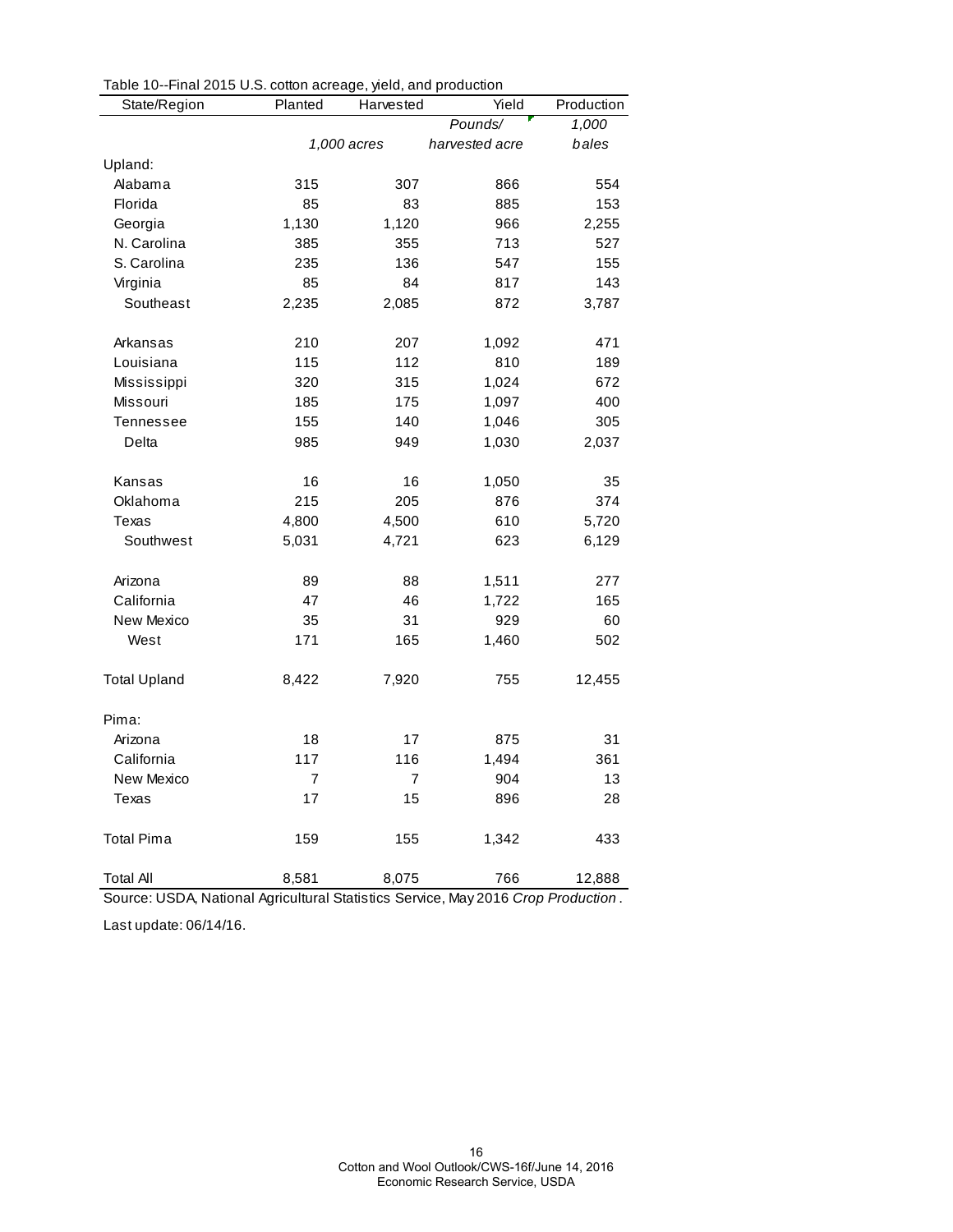Table 10--Final 2015 U.S. cotton acreage, yield, and production

| State/Region | Planted | Harvested | Yield | Production |
|---|---|---|---|---|
| | | | *Pounds/* | *1,000* |
| | *1,000 acres* | | *harvested acre* | *bales* |
| Upland: | | | | |
| Alabama | 315 | 307 | 866 | 554 |
| Florida | 85 | 83 | 885 | 153 |
| Georgia | 1,130 | 1,120 | 966 | 2,255 |
| N. Carolina | 385 | 355 | 713 | 527 |
| S. Carolina | 235 | 136 | 547 | 155 |
| Virginia | 85 | 84 | 817 | 143 |
| Southeast | 2,235 | 2,085 | 872 | 3,787 |
| | | | | |
| Arkansas | 210 | 207 | 1,092 | 471 |
| Louisiana | 115 | 112 | 810 | 189 |
| Mississippi | 320 | 315 | 1,024 | 672 |
| Missouri | 185 | 175 | 1,097 | 400 |
| Tennessee | 155 | 140 | 1,046 | 305 |
| Delta | 985 | 949 | 1,030 | 2,037 |
| | | | | |
| Kansas | 16 | 16 | 1,050 | 35 |
| Oklahoma | 215 | 205 | 876 | 374 |
| Texas | 4,800 | 4,500 | 610 | 5,720 |
| Southwest | 5,031 | 4,721 | 623 | 6,129 |
| | | | | |
| Arizona | 89 | 88 | 1,511 | 277 |
| California | 47 | 46 | 1,722 | 165 |
| New Mexico | 35 | 31 | 929 | 60 |
| West | 171 | 165 | 1,460 | 502 |
| | | | | |
| Total Upland | 8,422 | 7,920 | 755 | 12,455 |
| | | | | |
| Pima: | | | | |
| Arizona | 18 | 17 | 875 | 31 |
| California | 117 | 116 | 1,494 | 361 |
| New Mexico | 7 | 7 | 904 | 13 |
| Texas | 17 | 15 | 896 | 28 |
| | | | | |
| Total Pima | 159 | 155 | 1,342 | 433 |
| | | | | |
| Total All | 8,581 | 8,075 | 766 | 12,888 |

Source: USDA, National Agricultural Statistics Service, May 2016 *Crop Production*.

Last update: 06/14/16.